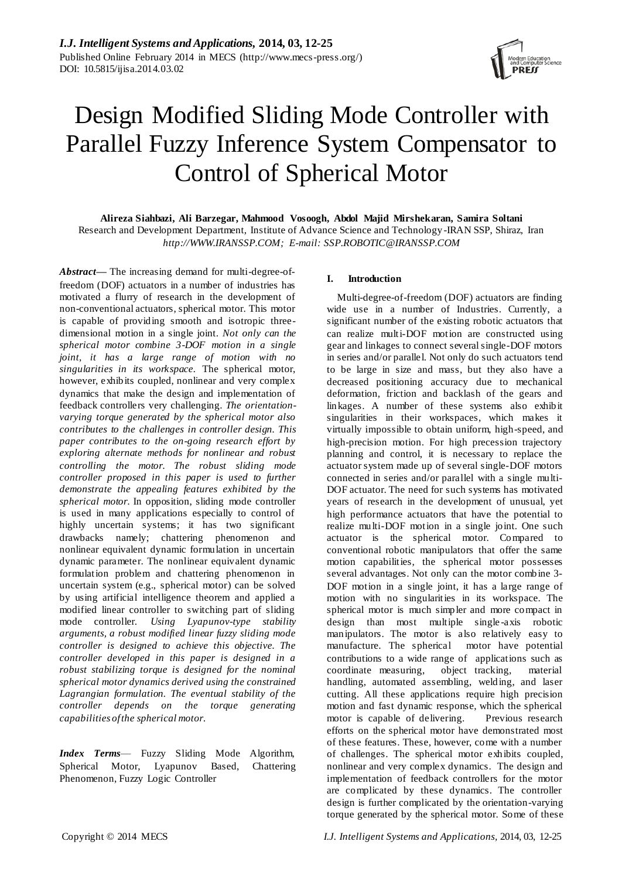# Design Modified Sliding Mode Controller with Parallel Fuzzy Inference System Compensator to Control of Spherical Motor

**Alireza Siahbazi, Ali Barzegar, Mahmood Vosoogh, Abdol Majid Mirshekaran, Samira Soltani**

Research and Development Department, Institute of Advance Science and Technology-IRAN SSP, Shiraz, Iran

*http://WWW.IRANSSP.COM; E-mail: SSP.ROBOTIC@IRANSSP.COM*

***Abstract***— The increasing demand for multi-degree-of-freedom (DOF) actuators in a number of industries has motivated a flurry of research in the development of non-conventional actuators, spherical motor. This motor is capable of providing smooth and isotropic three-dimensional motion in a single joint. *Not only can the spherical motor combine 3-DOF motion in a single joint, it has a large range of motion with no singularities in its workspace.* The spherical motor, however, exhibits coupled, nonlinear and very complex dynamics that make the design and implementation of feedback controllers very challenging. *The orientation-varying torque generated by the spherical motor also contributes to the challenges in controller design. This paper contributes to the on-going research effort by exploring alternate methods for nonlinear and robust controlling the motor. The robust sliding mode controller proposed in this paper is used to further demonstrate the appealing features exhibited by the spherical motor.* In opposition, sliding mode controller is used in many applications especially to control of highly uncertain systems; it has two significant drawbacks namely; chattering phenomenon and nonlinear equivalent dynamic formulation in uncertain dynamic parameter. The nonlinear equivalent dynamic formulation problem and chattering phenomenon in uncertain system (e.g., spherical motor) can be solved by using artificial intelligence theorem and applied a modified linear controller to switching part of sliding mode controller. *Using Lyapunov-type stability arguments, a robust modified linear fuzzy sliding mode controller is designed to achieve this objective. The controller developed in this paper is designed in a robust stabilizing torque is designed for the nominal spherical motor dynamics derived using the constrained Lagrangian formulation. The eventual stability of the controller depends on the torque generating capabilities of the spherical motor.*

***Index Terms***— Fuzzy Sliding Mode Algorithm, Spherical Motor, Lyapunov Based, Chattering Phenomenon, Fuzzy Logic Controller

## I. Introduction

Multi-degree-of-freedom (DOF) actuators are finding wide use in a number of Industries. Currently, a significant number of the existing robotic actuators that can realize multi-DOF motion are constructed using gear and linkages to connect several single-DOF motors in series and/or parallel. Not only do such actuators tend to be large in size and mass, but they also have a decreased positioning accuracy due to mechanical deformation, friction and backlash of the gears and linkages. A number of these systems also exhibit singularities in their workspaces, which makes it virtually impossible to obtain uniform, high-speed, and high-precision motion. For high precession trajectory planning and control, it is necessary to replace the actuator system made up of several single-DOF motors connected in series and/or parallel with a single multi-DOF actuator. The need for such systems has motivated years of research in the development of unusual, yet high performance actuators that have the potential to realize multi-DOF motion in a single joint. One such actuator is the spherical motor. Compared to conventional robotic manipulators that offer the same motion capabilities, the spherical motor possesses several advantages. Not only can the motor combine 3-DOF motion in a single joint, it has a large range of motion with no singularities in its workspace. The spherical motor is much simpler and more compact in design than most multiple single-axis robotic manipulators. The motor is also relatively easy to manufacture. The spherical motor have potential contributions to a wide range of applications such as coordinate measuring, object tracking, material handling, automated assembling, welding, and laser cutting. All these applications require high precision motion and fast dynamic response, which the spherical motor is capable of delivering. Previous research efforts on the spherical motor have demonstrated most of these features. These, however, come with a number of challenges. The spherical motor exhibits coupled, nonlinear and very complex dynamics. The design and implementation of feedback controllers for the motor are complicated by these dynamics. The controller design is further complicated by the orientation-varying torque generated by the spherical motor. Some of these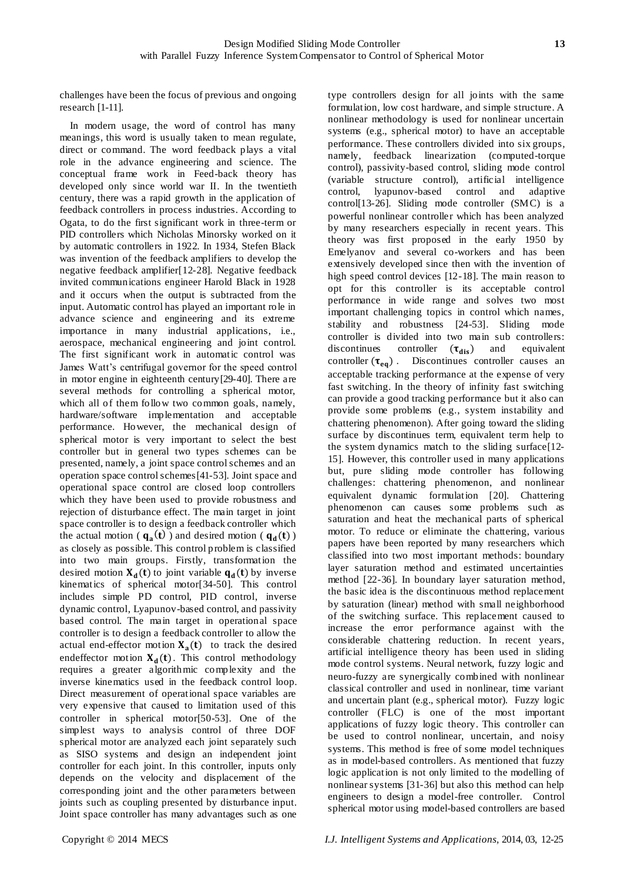challenges have been the focus of previous and ongoing research [1-11].

In modern usage, the word of control has many meanings, this word is usually taken to mean regulate, direct or command. The word feedback plays a vital role in the advance engineering and science. The conceptual frame work in Feed-back theory has developed only since world war II. In the twentieth century, there was a rapid growth in the application of feedback controllers in process industries. According to Ogata, to do the first significant work in three-term or PID controllers which Nicholas Minorsky worked on it by automatic controllers in 1922. In 1934, Stefen Black was invention of the feedback amplifiers to develop the negative feedback amplifier[12-28]. Negative feedback invited communications engineer Harold Black in 1928 and it occurs when the output is subtracted from the input. Automatic control has played an important role in advance science and engineering and its extreme importance in many industrial applications, i.e., aerospace, mechanical engineering and joint control. The first significant work in automatic control was James Watt's centrifugal governor for the speed control in motor engine in eighteenth century[29-40]. There are several methods for controlling a spherical motor, which all of them follow two common goals, namely, hardware/software implementation and acceptable performance. However, the mechanical design of spherical motor is very important to select the best controller but in general two types schemes can be presented, namely, a joint space control schemes and an operation space control schemes[41-53]. Joint space and operational space control are closed loop controllers which they have been used to provide robustness and rejection of disturbance effect. The main target in joint space controller is to design a feedback controller which the actual motion ( $\mathbf{q_a(t)}$ ) and desired motion ( $\mathbf{q_d(t)}$ ) as closely as possible. This control problem is classified into two main groups. Firstly, transformation the desired motion $\mathbf{X_d(t)}$ to joint variable $\mathbf{q_d(t)}$ by inverse kinematics of spherical motor[34-50]. This control includes simple PD control, PID control, inverse dynamic control, Lyapunov-based control, and passivity based control. The main target in operational space controller is to design a feedback controller to allow the actual end-effector motion $\mathbf{X_a(t)}$ to track the desired endeffector motion $\mathbf{X_d(t)}$. This control methodology requires a greater algorithmic complexity and the inverse kinematics used in the feedback control loop. Direct measurement of operational space variables are very expensive that caused to limitation used of this controller in spherical motor[50-53]. One of the simplest ways to analysis control of three DOF spherical motor are analyzed each joint separately such as SISO systems and design an independent joint controller for each joint. In this controller, inputs only depends on the velocity and displacement of the corresponding joint and the other parameters between joints such as coupling presented by disturbance input. Joint space controller has many advantages such as one type controllers design for all joints with the same formulation, low cost hardware, and simple structure. A nonlinear methodology is used for nonlinear uncertain systems (e.g., spherical motor) to have an acceptable performance. These controllers divided into six groups, namely, feedback linearization (computed-torque control), passivity-based control, sliding mode control (variable structure control), artificial intelligence control, lyapunov-based control and adaptive control[13-26]. Sliding mode controller (SMC) is a powerful nonlinear controller which has been analyzed by many researchers especially in recent years. This theory was first proposed in the early 1950 by Emelyanov and several co-workers and has been extensively developed since then with the invention of high speed control devices [12-18]. The main reason to opt for this controller is its acceptable control performance in wide range and solves two most important challenging topics in control which names, stability and robustness [24-53]. Sliding mode controller is divided into two main sub controllers: discontinues controller ($\boldsymbol{\tau_{dis}}$) and equivalent controller ($\boldsymbol{\tau_{eq}}$). Discontinues controller causes an acceptable tracking performance at the expense of very fast switching. In the theory of infinity fast switching can provide a good tracking performance but it also can provide some problems (e.g., system instability and chattering phenomenon). After going toward the sliding surface by discontinues term, equivalent term help to the system dynamics match to the sliding surface[12-15]. However, this controller used in many applications but, pure sliding mode controller has following challenges: chattering phenomenon, and nonlinear equivalent dynamic formulation [20]. Chattering phenomenon can causes some problems such as saturation and heat the mechanical parts of spherical motor. To reduce or eliminate the chattering, various papers have been reported by many researchers which classified into two most important methods: boundary layer saturation method and estimated uncertainties method [22-36]. In boundary layer saturation method, the basic idea is the discontinuous method replacement by saturation (linear) method with small neighborhood of the switching surface. This replacement caused to increase the error performance against with the considerable chattering reduction. In recent years, artificial intelligence theory has been used in sliding mode control systems. Neural network, fuzzy logic and neuro-fuzzy are synergically combined with nonlinear classical controller and used in nonlinear, time variant and uncertain plant (e.g., spherical motor). Fuzzy logic controller (FLC) is one of the most important applications of fuzzy logic theory. This controller can be used to control nonlinear, uncertain, and noisy systems. This method is free of some model techniques as in model-based controllers. As mentioned that fuzzy logic application is not only limited to the modelling of nonlinear systems [31-36] but also this method can help engineers to design a model-free controller. Control spherical motor using model-based controllers are based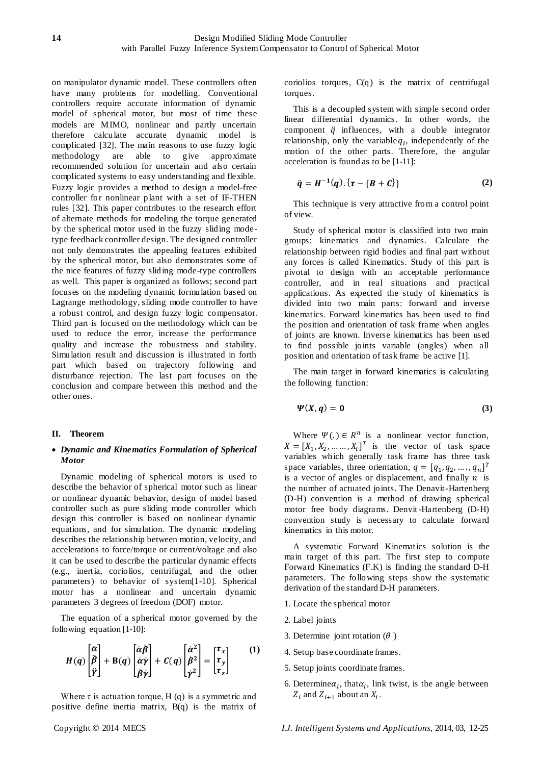on manipulator dynamic model. These controllers often have many problems for modelling. Conventional controllers require accurate information of dynamic model of spherical motor, but most of time these models are MIMO, nonlinear and partly uncertain therefore calculate accurate dynamic model is complicated [32]. The main reasons to use fuzzy logic methodology are able to give approximate recommended solution for uncertain and also certain complicated systems to easy understanding and flexible. Fuzzy logic provides a method to design a model-free controller for nonlinear plant with a set of IF-THEN rules [32]. This paper contributes to the research effort of alternate methods for modeling the torque generated by the spherical motor used in the fuzzy sliding mode-type feedback controller design. The designed controller not only demonstrates the appealing features exhibited by the spherical motor, but also demonstrates some of the nice features of fuzzy sliding mode-type controllers as well. This paper is organized as follows; second part focuses on the modeling dynamic formulation based on Lagrange methodology, sliding mode controller to have a robust control, and design fuzzy logic compensator. Third part is focused on the methodology which can be used to reduce the error, increase the performance quality and increase the robustness and stability. Simulation result and discussion is illustrated in forth part which based on trajectory following and disturbance rejection. The last part focuses on the conclusion and compare between this method and the other ones.

## II. Theorem

- ***Dynamic and Kinematics Formulation of Spherical Motor***

Dynamic modeling of spherical motors is used to describe the behavior of spherical motor such as linear or nonlinear dynamic behavior, design of model based controller such as pure sliding mode controller which design this controller is based on nonlinear dynamic equations, and for simulation. The dynamic modeling describes the relationship between motion, velocity, and accelerations to force/torque or current/voltage and also it can be used to describe the particular dynamic effects (e.g., inertia, coriolios, centrifugal, and the other parameters) to behavior of system[1-10]. Spherical motor has a nonlinear and uncertain dynamic parameters 3 degrees of freedom (DOF) motor.

The equation of a spherical motor governed by the following equation [1-10]:

$$\boldsymbol{H}(\boldsymbol{q})\begin{bmatrix}\ddot{\alpha}\\ \ddot{\beta}\\ \ddot{\gamma}\end{bmatrix}+\mathbf{B}(\boldsymbol{q})\begin{bmatrix}\dot{\alpha}\dot{\beta}\\ \dot{\alpha}\dot{\gamma}\\ \dot{\beta}\dot{\gamma}\end{bmatrix}+\boldsymbol{C}(\boldsymbol{q})\begin{bmatrix}\dot{\alpha}^2\\ \dot{\beta}^2\\ \dot{\gamma}^2\end{bmatrix}=\begin{bmatrix}\tau_x\\ \tau_y\\ \tau_z\end{bmatrix} \tag{1}$$

Where $\tau$ is actuation torque, H (q) is a symmetric and positive define inertia matrix, B(q) is the matrix of coriolios torques, C(q) is the matrix of centrifugal torques.

This is a decoupled system with simple second order linear differential dynamics. In other words, the component $\ddot{q}$ influences, with a double integrator relationship, only the variable $q_i$, independently of the motion of the other parts. Therefore, the angular acceleration is found as to be [1-11]:

$$\ddot{\boldsymbol{q}}=\boldsymbol{H}^{-1}(\boldsymbol{q}).\{\boldsymbol{\tau}-\{\boldsymbol{B}+\boldsymbol{C}\}\} \tag{2}$$

This technique is very attractive from a control point of view.

Study of spherical motor is classified into two main groups: kinematics and dynamics. Calculate the relationship between rigid bodies and final part without any forces is called Kinematics. Study of this part is pivotal to design with an acceptable performance controller, and in real situations and practical applications. As expected the study of kinematics is divided into two main parts: forward and inverse kinematics. Forward kinematics has been used to find the position and orientation of task frame when angles of joints are known. Inverse kinematics has been used to find possible joints variable (angles) when all position and orientation of task frame be active [1].

The main target in forward kinematics is calculating the following function:

$$\boldsymbol{\Psi}(\boldsymbol{X},\boldsymbol{q})=\mathbf{0} \tag{3}$$

Where $\Psi(.)\in R^n$ is a nonlinear vector function, $X=[X_1,X_2,\dots\dots,X_l]^T$ is the vector of task space variables which generally task frame has three task space variables, three orientation, $q=[q_1,q_2,\dots.,q_n]^T$ is a vector of angles or displacement, and finally $n$ is the number of actuated joints. The Denavit-Hartenberg (D-H) convention is a method of drawing spherical motor free body diagrams. Denvit-Hartenberg (D-H) convention study is necessary to calculate forward kinematics in this motor.

A systematic Forward Kinematics solution is the main target of this part. The first step to compute Forward Kinematics (F.K) is finding the standard D-H parameters. The following steps show the systematic derivation of the standard D-H parameters.

1. Locate the spherical motor
2. Label joints
3. Determine joint rotation ($\theta$ )
4. Setup base coordinate frames.
5. Setup joints coordinate frames.
6. Determine $\alpha_i$, that $\alpha_i$, link twist, is the angle between $Z_i$ and $Z_{i+1}$ about an $X_i$.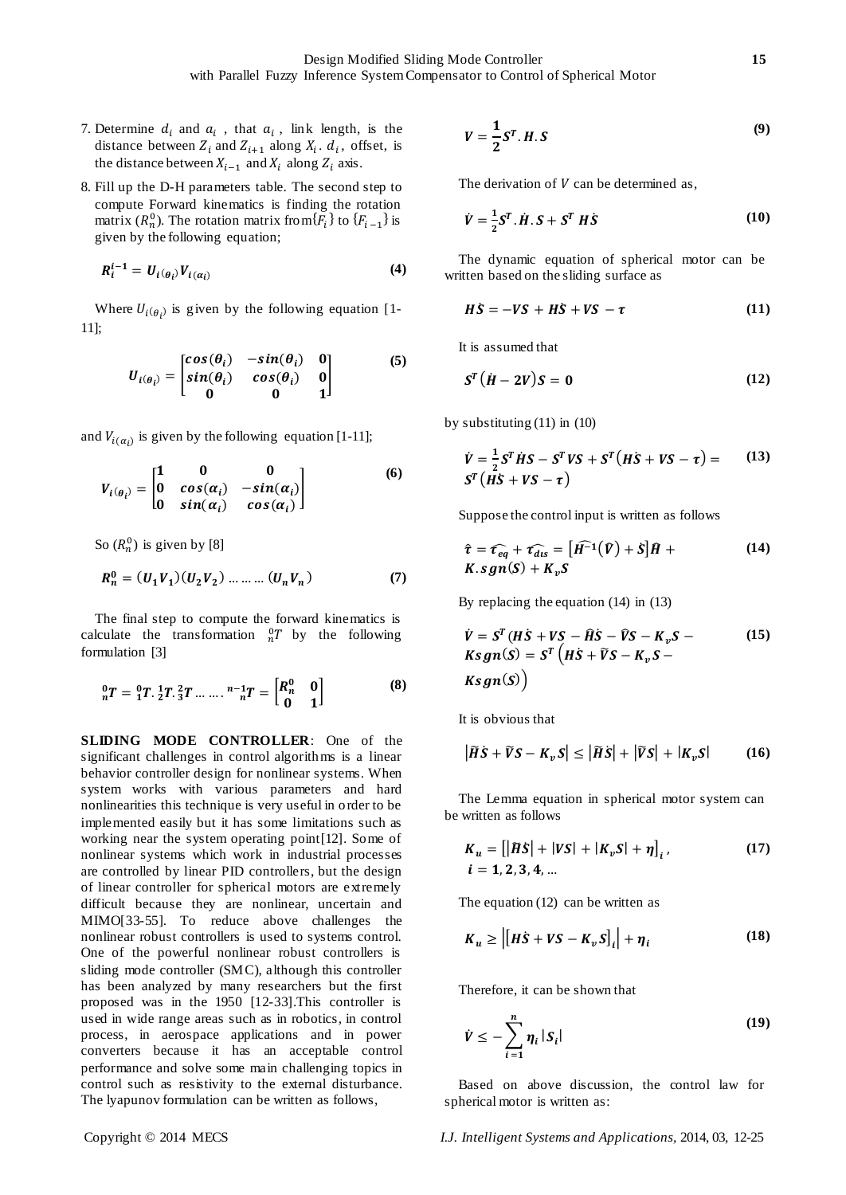7. Determine $d_i$ and $a_i$ , that $a_i$ , link length, is the distance between $Z_i$ and $Z_{i+1}$ along $X_i$. $d_i$, offset, is the distance between $X_{i-1}$ and $X_i$ along $Z_i$ axis.
8. Fill up the D-H parameters table. The second step to compute Forward kinematics is finding the rotation matrix ($R_n^0$). The rotation matrix from $\{F_i\}$ to $\{F_{i-1}\}$ is given by the following equation;

$$R_i^{i-1} = U_{i(\theta_i)} V_{i(\alpha_i)} \tag{4}$$

Where $U_{i(\theta_i)}$ is given by the following equation [1-11];

$$U_{i(\theta_i)} = \begin{bmatrix} cos(\theta_i) & -sin(\theta_i) & 0 \\ sin(\theta_i) & cos(\theta_i) & 0 \\ 0 & 0 & 1 \end{bmatrix} \tag{5}$$

and $V_{i(\alpha_i)}$ is given by the following equation [1-11];

$$V_{i(\theta_i)} = \begin{bmatrix} 1 & 0 & 0 \\ 0 & cos(\alpha_i) & -sin(\alpha_i) \\ 0 & sin(\alpha_i) & cos(\alpha_i) \end{bmatrix} \tag{6}$$

So ($R_n^0$) is given by [8]

$$R_n^0 = (U_1 V_1)(U_2 V_2) \dots\dots\dots (U_n V_n) \tag{7}$$

The final step to compute the forward kinematics is calculate the transformation ${}_n^0T$ by the following formulation [3]

$${}_n^0T = {}_1^0T.{}_2^1T.{}_3^2T \dots\dots.{}_n^{n-1}T = \begin{bmatrix} R_n^0 & 0 \\ 0 & 1 \end{bmatrix} \tag{8}$$

**SLIDING MODE CONTROLLER**: One of the significant challenges in control algorithms is a linear behavior controller design for nonlinear systems. When system works with various parameters and hard nonlinearities this technique is very useful in order to be implemented easily but it has some limitations such as working near the system operating point[12]. Some of nonlinear systems which work in industrial processes are controlled by linear PID controllers, but the design of linear controller for spherical motors are extremely difficult because they are nonlinear, uncertain and MIMO[33-55]. To reduce above challenges the nonlinear robust controllers is used to systems control. One of the powerful nonlinear robust controllers is sliding mode controller (SMC), although this controller has been analyzed by many researchers but the first proposed was in the 1950 [12-33].This controller is used in wide range areas such as in robotics, in control process, in aerospace applications and in power converters because it has an acceptable control performance and solve some main challenging topics in control such as resistivity to the external disturbance. The lyapunov formulation can be written as follows,

$$V = \frac{1}{2} S^T . H . S \tag{9}$$

The derivation of $V$ can be determined as,

$$\dot{V} = \frac{1}{2} S^T . \dot{H} . S + S^T \, H \dot{S} \tag{10}$$

The dynamic equation of spherical motor can be written based on the sliding surface as

$$H\dot{S} = -VS + H\dot{S} + VS - \tau \tag{11}$$

It is assumed that

$$S^T(\dot{H} - 2V)S = 0 \tag{12}$$

by substituting (11) in (10)

$$\dot{V} = \frac{1}{2} S^T \dot{H} S - S^T VS + S^T(H\dot{S} + VS - \tau) = S^T(H\dot{S} + VS - \tau) \tag{13}$$

Suppose the control input is written as follows

$$\hat{\tau} = \widehat{\tau_{eq}} + \widehat{\tau_{dis}} = [\widehat{H^{-1}}(\hat{V}) + \dot{S}]\hat{H} + K.sgn(S) + K_v S \tag{14}$$

By replacing the equation (14) in (13)

$$\dot{V} = S^T(H\dot{S} + VS - \hat{H}\dot{S} - \hat{V}S - K_v S - Ksgn(S)) = S^T(\tilde{H}\dot{S} + \tilde{V}S - K_v S - Ksgn(S)) \tag{15}$$

It is obvious that

$$|\tilde{H}\dot{S} + \tilde{V}S - K_v S| \leq |\tilde{H}\dot{S}| + |\tilde{V}S| + |K_v S| \tag{16}$$

The Lemma equation in spherical motor system can be written as follows

$$K_u = [|\tilde{H}\dot{S}| + |VS| + |K_v S| + \eta]_i, \quad i = 1,2,3,4,\dots \tag{17}$$

The equation (12) can be written as

$$K_u \geq |[H\dot{S} + VS - K_v S]_i| + \eta_i \tag{18}$$

Therefore, it can be shown that

$$\dot{V} \leq -\sum_{i=1}^{n} \eta_i |S_i| \tag{19}$$

Based on above discussion, the control law for spherical motor is written as: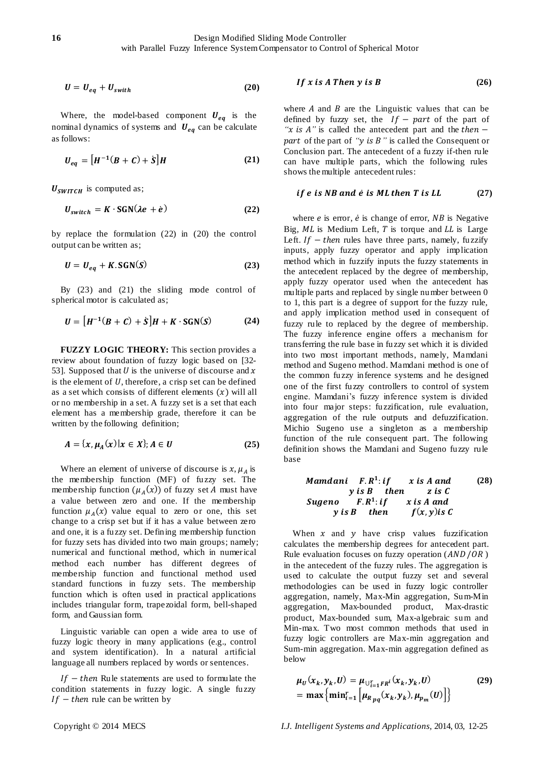$$U = U_{eq} + U_{swith} \tag{20}$$

Where, the model-based component $U_{eq}$ is the nominal dynamics of systems and $U_{eq}$ can be calculate as follows:

$$U_{eq} = \left[H^{-1}(B + C) + \dot{S}\right]H \tag{21}$$

$U_{SWITCH}$ is computed as;

$$U_{switch} = K \cdot \mathbf{SGN}(\lambda e + \dot{e}) \tag{22}$$

by replace the formulation (22) in (20) the control output can be written as;

$$U = U_{eq} + K.\mathbf{SGN}(S) \tag{23}$$

By (23) and (21) the sliding mode control of spherical motor is calculated as;

$$U = \left[H^{-1}(B + C) + \dot{S}\right]H + K \cdot \mathbf{SGN}(S) \tag{24}$$

**FUZZY LOGIC THEORY:** This section provides a review about foundation of fuzzy logic based on [32-53]. Supposed that $U$ is the universe of discourse and $x$ is the element of $U$, therefore, a crisp set can be defined as a set which consists of different elements $(x)$ will all or no membership in a set. A fuzzy set is a set that each element has a membership grade, therefore it can be written by the following definition;

$$A = \{x, \mu_A(x) | x \in X\}; A \in U \tag{25}$$

Where an element of universe of discourse is $x$, $\mu_A$ is the membership function (MF) of fuzzy set. The membership function $(\mu_A(x))$ of fuzzy set $A$ must have a value between zero and one. If the membership function $\mu_A(x)$ value equal to zero or one, this set change to a crisp set but if it has a value between zero and one, it is a fuzzy set. Defining membership function for fuzzy sets has divided into two main groups; namely; numerical and functional method, which in numerical method each number has different degrees of membership function and functional method used standard functions in fuzzy sets. The membership function which is often used in practical applications includes triangular form, trapezoidal form, bell-shaped form, and Gaussian form.

Linguistic variable can open a wide area to use of fuzzy logic theory in many applications (e.g., control and system identification). In a natural artificial language all numbers replaced by words or sentences.

$If - then$ Rule statements are used to formulate the condition statements in fuzzy logic. A single fuzzy $If - then$ rule can be written by

$$If\ x\ is\ A\ Then\ y\ is\ B \tag{26}$$

where $A$ and $B$ are the Linguistic values that can be defined by fuzzy set, the $If - part$ of the part of *"$x$ is $A$"* is called the antecedent part and the $then - part$ of the part of *"$y$ is $B$"* is called the Consequent or Conclusion part. The antecedent of a fuzzy if-then rule can have multiple parts, which the following rules shows the multiple antecedent rules:

$$if\ e\ is\ NB\ and\ \dot{e}\ is\ ML\ then\ T\ is\ LL \tag{27}$$

where $e$ is error, $\dot{e}$ is change of error, $NB$ is Negative Big, $ML$ is Medium Left, $T$ is torque and $LL$ is Large Left. $If - then$ rules have three parts, namely, fuzzify inputs, apply fuzzy operator and apply implication method which in fuzzify inputs the fuzzy statements in the antecedent replaced by the degree of membership, apply fuzzy operator used when the antecedent has multiple parts and replaced by single number between 0 to 1, this part is a degree of support for the fuzzy rule, and apply implication method used in consequent of fuzzy rule to replaced by the degree of membership. The fuzzy inference engine offers a mechanism for transferring the rule base in fuzzy set which it is divided into two most important methods, namely, Mamdani method and Sugeno method. Mamdani method is one of the common fuzzy inference systems and he designed one of the first fuzzy controllers to control of system engine. Mamdani's fuzzy inference system is divided into four major steps: fuzzification, rule evaluation, aggregation of the rule outputs and defuzzification. Michio Sugeno use a singleton as a membership function of the rule consequent part. The following definition shows the Mamdani and Sugeno fuzzy rule base

$$\begin{aligned}
&\mathbf{Mamdani} \quad F.R^1: if \quad x\ is\ A\ and \\
&\qquad y\ is\ B \quad then \quad z\ is\ C \\
&\mathbf{Sugeno} \quad F.R^1: if \quad x\ is\ A\ and \\
&\qquad y\ is\ B \quad then \quad f(x,y) is\ C
\end{aligned} \tag{28}$$

When $x$ and $y$ have crisp values fuzzification calculates the membership degrees for antecedent part. Rule evaluation focuses on fuzzy operation ($AND/OR$) in the antecedent of the fuzzy rules. The aggregation is used to calculate the output fuzzy set and several methodologies can be used in fuzzy logic controller aggregation, namely, Max-Min aggregation, Sum-Min aggregation, Max-bounded product, Max-drastic product, Max-bounded sum, Max-algebraic sum and Min-max. Two most common methods that used in fuzzy logic controllers are Max-min aggregation and Sum-min aggregation. Max-min aggregation defined as below

$$\begin{aligned}
\mu_U(x_k, y_k, U) &= \mu_{\cup_{i=1}^{r} FR^i}(x_k, y_k, U) \\
&= \max\left\{\min_{i=1}^{r}\left[\mu_{R_{pq}}(x_k, y_k), \mu_{p_m}(U)\right]\right\}
\end{aligned} \tag{29}$$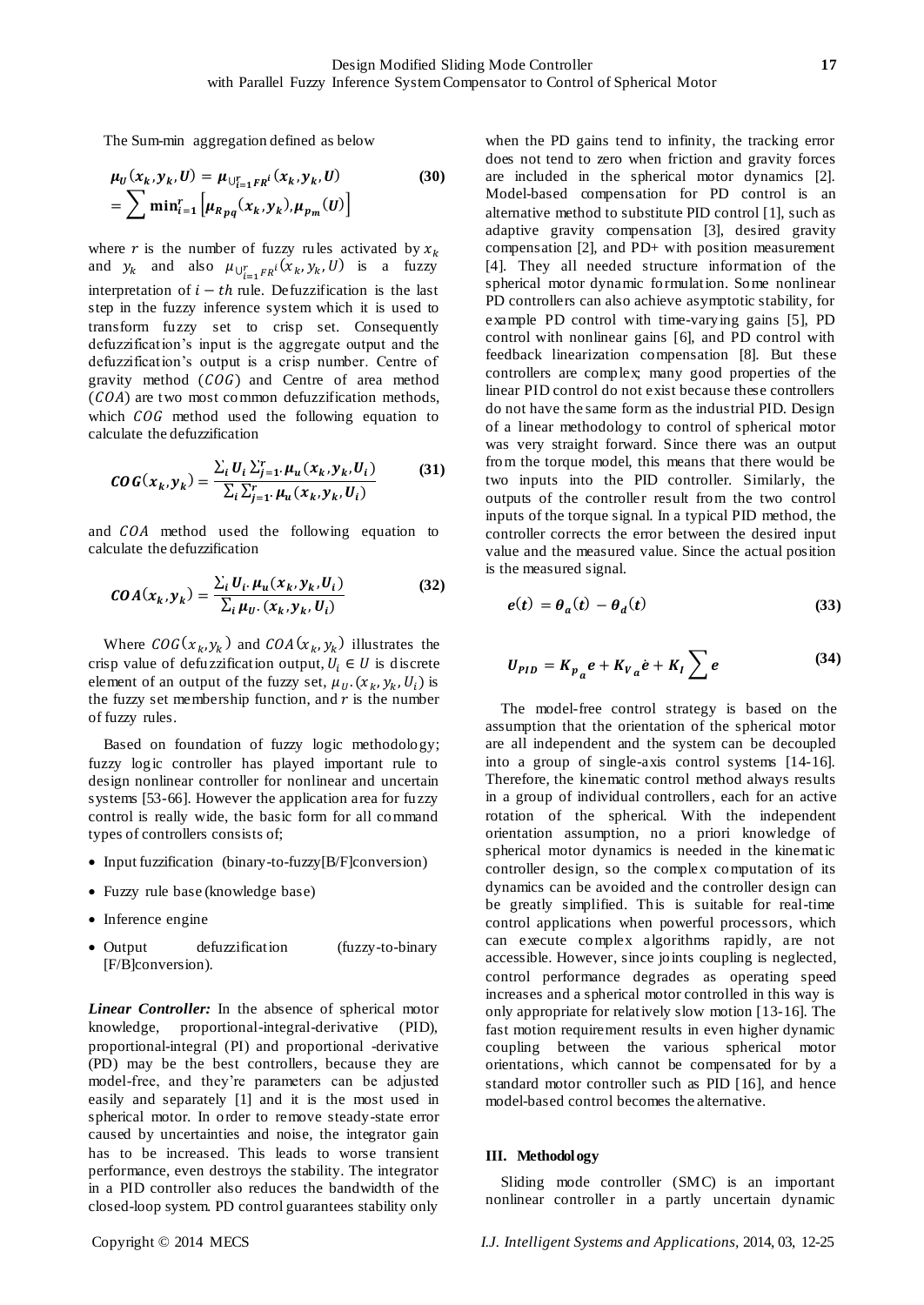The Sum-min aggregation defined as below

$$\mu_U(x_k, y_k, U) = \mu_{\cup_{i=1}^{r} FR^i}(x_k, y_k, U) = \sum \min_{i=1}^{r} \left[\mu_{R_{pq}}(x_k, y_k), \mu_{p_m}(U)\right] \tag{30}$$

where $r$ is the number of fuzzy rules activated by $x_k$ and $y_k$ and also $\mu_{\cup_{i=1}^{r} FR^i}(x_k, y_k, U)$ is a fuzzy interpretation of $i-th$ rule. Defuzzification is the last step in the fuzzy inference system which it is used to transform fuzzy set to crisp set. Consequently defuzzification's input is the aggregate output and the defuzzification's output is a crisp number. Centre of gravity method ($COG$) and Centre of area method ($COA$) are two most common defuzzification methods, which $COG$ method used the following equation to calculate the defuzzification

$$COG(x_k, y_k) = \frac{\sum_i U_i \sum_{j=1}^{r} \cdot \mu_u(x_k, y_k, U_i)}{\sum_i \sum_{j=1}^{r} \cdot \mu_u(x_k, y_k, U_i)} \tag{31}$$

and $COA$ method used the following equation to calculate the defuzzification

$$COA(x_k, y_k) = \frac{\sum_i U_i \cdot \mu_u(x_k, y_k, U_i)}{\sum_i \mu_U \cdot (x_k, y_k, U_i)} \tag{32}$$

Where $COG(x_k, y_k)$ and $COA(x_k, y_k)$ illustrates the crisp value of defuzzification output, $U_i \in U$ is discrete element of an output of the fuzzy set, $\mu_U \cdot (x_k, y_k, U_i)$ is the fuzzy set membership function, and $r$ is the number of fuzzy rules.

Based on foundation of fuzzy logic methodology; fuzzy logic controller has played important rule to design nonlinear controller for nonlinear and uncertain systems [53-66]. However the application area for fuzzy control is really wide, the basic form for all command types of controllers consists of;

- Input fuzzification (binary-to-fuzzy[B/F]conversion)
- Fuzzy rule base (knowledge base)
- Inference engine
- Output defuzzification (fuzzy-to-binary [F/B]conversion).

***Linear Controller:*** In the absence of spherical motor knowledge, proportional-integral-derivative (PID), proportional-integral (PI) and proportional -derivative (PD) may be the best controllers, because they are model-free, and they're parameters can be adjusted easily and separately [1] and it is the most used in spherical motor. In order to remove steady-state error caused by uncertainties and noise, the integrator gain has to be increased. This leads to worse transient performance, even destroys the stability. The integrator in a PID controller also reduces the bandwidth of the closed-loop system. PD control guarantees stability only when the PD gains tend to infinity, the tracking error does not tend to zero when friction and gravity forces are included in the spherical motor dynamics [2]. Model-based compensation for PD control is an alternative method to substitute PID control [1], such as adaptive gravity compensation [3], desired gravity compensation [2], and PD+ with position measurement [4]. They all needed structure information of the spherical motor dynamic formulation. Some nonlinear PD controllers can also achieve asymptotic stability, for example PD control with time-varying gains [5], PD control with nonlinear gains [6], and PD control with feedback linearization compensation [8]. But these controllers are complex; many good properties of the linear PID control do not exist because these controllers do not have the same form as the industrial PID. Design of a linear methodology to control of spherical motor was very straight forward. Since there was an output from the torque model, this means that there would be two inputs into the PID controller. Similarly, the outputs of the controller result from the two control inputs of the torque signal. In a typical PID method, the controller corrects the error between the desired input value and the measured value. Since the actual position is the measured signal.

$$e(t) = \theta_a(t) - \theta_d(t) \tag{33}$$

$$U_{PID} = K_{p_a} e + K_{V_a} \dot{e} + K_I \sum e \tag{34}$$

The model-free control strategy is based on the assumption that the orientation of the spherical motor are all independent and the system can be decoupled into a group of single-axis control systems [14-16]. Therefore, the kinematic control method always results in a group of individual controllers, each for an active rotation of the spherical. With the independent orientation assumption, no a priori knowledge of spherical motor dynamics is needed in the kinematic controller design, so the complex computation of its dynamics can be avoided and the controller design can be greatly simplified. This is suitable for real-time control applications when powerful processors, which can execute complex algorithms rapidly, are not accessible. However, since joints coupling is neglected, control performance degrades as operating speed increases and a spherical motor controlled in this way is only appropriate for relatively slow motion [13-16]. The fast motion requirement results in even higher dynamic coupling between the various spherical motor orientations, which cannot be compensated for by a standard motor controller such as PID [16], and hence model-based control becomes the alternative.

## III. Methodology

Sliding mode controller (SMC) is an important nonlinear controller in a partly uncertain dynamic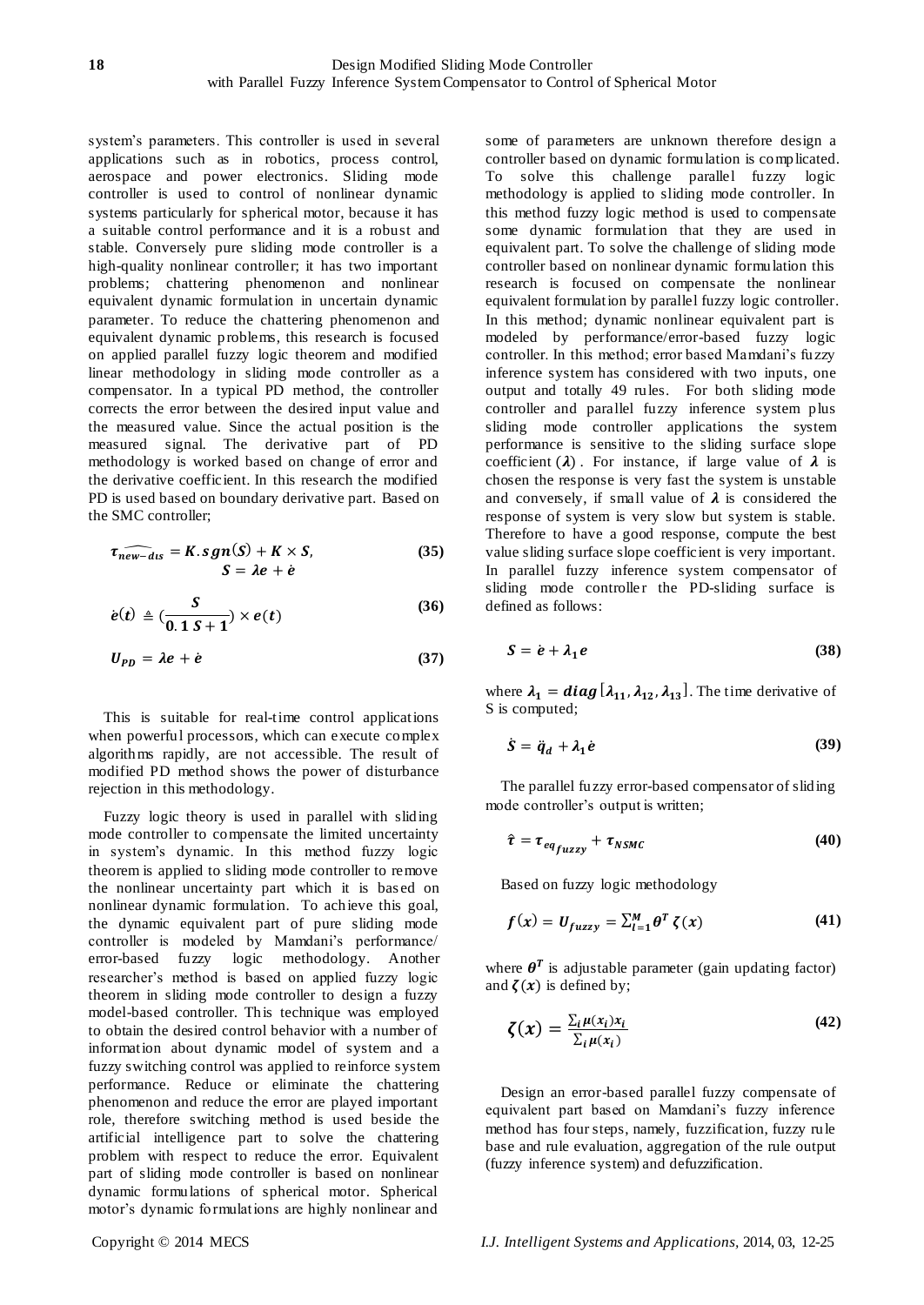system's parameters. This controller is used in several applications such as in robotics, process control, aerospace and power electronics. Sliding mode controller is used to control of nonlinear dynamic systems particularly for spherical motor, because it has a suitable control performance and it is a robust and stable. Conversely pure sliding mode controller is a high-quality nonlinear controller; it has two important problems; chattering phenomenon and nonlinear equivalent dynamic formulation in uncertain dynamic parameter. To reduce the chattering phenomenon and equivalent dynamic problems, this research is focused on applied parallel fuzzy logic theorem and modified linear methodology in sliding mode controller as a compensator. In a typical PD method, the controller corrects the error between the desired input value and the measured value. Since the actual position is the measured signal. The derivative part of PD methodology is worked based on change of error and the derivative coefficient. In this research the modified PD is used based on boundary derivative part. Based on the SMC controller;

$$\widehat{\tau_{new-dis}} = K.sgn(S) + K \times S, \quad S = \lambda e + \dot{e} \tag{35}$$

$$\dot{e}(t) \triangleq \left(\frac{S}{0.1\, S + 1}\right) \times e(t) \tag{36}$$

$$U_{PD} = \lambda e + \dot{e} \tag{37}$$

This is suitable for real-time control applications when powerful processors, which can execute complex algorithms rapidly, are not accessible. The result of modified PD method shows the power of disturbance rejection in this methodology.

Fuzzy logic theory is used in parallel with sliding mode controller to compensate the limited uncertainty in system's dynamic. In this method fuzzy logic theorem is applied to sliding mode controller to remove the nonlinear uncertainty part which it is based on nonlinear dynamic formulation. To achieve this goal, the dynamic equivalent part of pure sliding mode controller is modeled by Mamdani's performance/ error-based fuzzy logic methodology. Another researcher's method is based on applied fuzzy logic theorem in sliding mode controller to design a fuzzy model-based controller. This technique was employed to obtain the desired control behavior with a number of information about dynamic model of system and a fuzzy switching control was applied to reinforce system performance. Reduce or eliminate the chattering phenomenon and reduce the error are played important role, therefore switching method is used beside the artificial intelligence part to solve the chattering problem with respect to reduce the error. Equivalent part of sliding mode controller is based on nonlinear dynamic formulations of spherical motor. Spherical motor's dynamic formulations are highly nonlinear and some of parameters are unknown therefore design a controller based on dynamic formulation is complicated. To solve this challenge parallel fuzzy logic methodology is applied to sliding mode controller. In this method fuzzy logic method is used to compensate some dynamic formulation that they are used in equivalent part. To solve the challenge of sliding mode controller based on nonlinear dynamic formulation this research is focused on compensate the nonlinear equivalent formulation by parallel fuzzy logic controller. In this method; dynamic nonlinear equivalent part is modeled by performance/error-based fuzzy logic controller. In this method; error based Mamdani's fuzzy inference system has considered with two inputs, one output and totally 49 rules. For both sliding mode controller and parallel fuzzy inference system plus sliding mode controller applications the system performance is sensitive to the sliding surface slope coefficient ($\lambda$). For instance, if large value of $\lambda$ is chosen the response is very fast the system is unstable and conversely, if small value of $\lambda$ is considered the response of system is very slow but system is stable. Therefore to have a good response, compute the best value sliding surface slope coefficient is very important. In parallel fuzzy inference system compensator of sliding mode controller the PD-sliding surface is defined as follows:

$$S = \dot{e} + \lambda_1 e \tag{38}$$

where $\lambda_1 = diag[\lambda_{11}, \lambda_{12}, \lambda_{13}]$. The time derivative of S is computed;

$$\dot{S} = \ddot{q}_d + \lambda_1 \dot{e} \tag{39}$$

The parallel fuzzy error-based compensator of sliding mode controller's output is written;

$$\hat{\tau} = \tau_{eq_{fuzzy}} + \tau_{NSMC} \tag{40}$$

Based on fuzzy logic methodology

$$f(x) = U_{fuzzy} = \sum_{l=1}^{M} \theta^T \zeta(x) \tag{41}$$

where $\theta^T$ is adjustable parameter (gain updating factor) and $\zeta(x)$ is defined by;

$$\zeta(x) = \frac{\sum_i \mu(x_i) x_i}{\sum_i \mu(x_i)} \tag{42}$$

Design an error-based parallel fuzzy compensate of equivalent part based on Mamdani's fuzzy inference method has four steps, namely, fuzzification, fuzzy rule base and rule evaluation, aggregation of the rule output (fuzzy inference system) and defuzzification.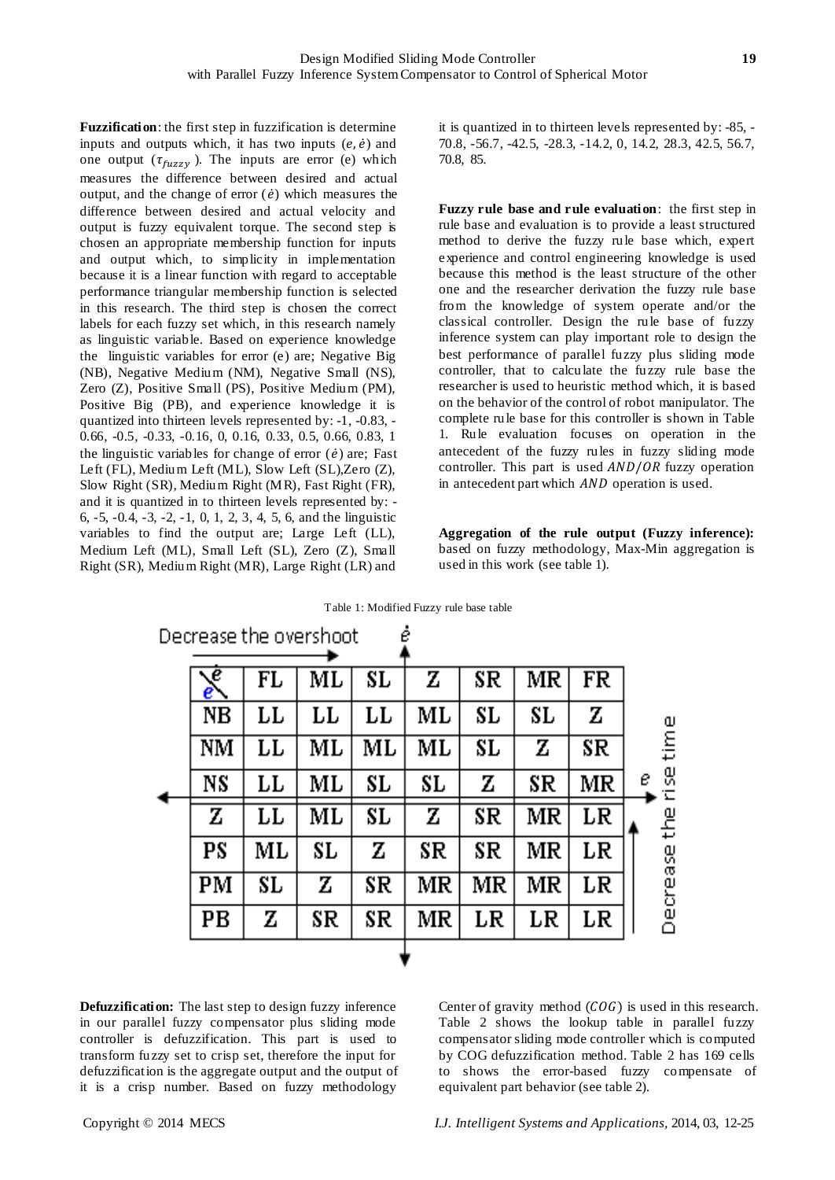**Fuzzification**: the first step in fuzzification is determine inputs and outputs which, it has two inputs ($e, \dot{e}$) and one output ($\tau_{fuzzy}$). The inputs are error (e) which measures the difference between desired and actual output, and the change of error ($\dot{e}$) which measures the difference between desired and actual velocity and output is fuzzy equivalent torque. The second step is chosen an appropriate membership function for inputs and output which, to simplicity in implementation because it is a linear function with regard to acceptable performance triangular membership function is selected in this research. The third step is chosen the correct labels for each fuzzy set which, in this research namely as linguistic variable. Based on experience knowledge the linguistic variables for error (e) are; Negative Big (NB), Negative Medium (NM), Negative Small (NS), Zero (Z), Positive Small (PS), Positive Medium (PM), Positive Big (PB), and experience knowledge it is quantized into thirteen levels represented by: -1, -0.83, -0.66, -0.5, -0.33, -0.16, 0, 0.16, 0.33, 0.5, 0.66, 0.83, 1 the linguistic variables for change of error ($\dot{e}$) are; Fast Left (FL), Medium Left (ML), Slow Left (SL),Zero (Z), Slow Right (SR), Medium Right (MR), Fast Right (FR), and it is quantized in to thirteen levels represented by: -6, -5, -0.4, -3, -2, -1, 0, 1, 2, 3, 4, 5, 6, and the linguistic variables to find the output are; Large Left (LL), Medium Left (ML), Small Left (SL), Zero (Z), Small Right (SR), Medium Right (MR), Large Right (LR) and it is quantized in to thirteen levels represented by: -85, -70.8, -56.7, -42.5, -28.3, -14.2, 0, 14.2, 28.3, 42.5, 56.7, 70.8, 85.

**Fuzzy rule base and rule evaluation**: the first step in rule base and evaluation is to provide a least structured method to derive the fuzzy rule base which, expert experience and control engineering knowledge is used because this method is the least structure of the other one and the researcher derivation the fuzzy rule base from the knowledge of system operate and/or the classical controller. Design the rule base of fuzzy inference system can play important role to design the best performance of parallel fuzzy plus sliding mode controller, that to calculate the fuzzy rule base the researcher is used to heuristic method which, it is based on the behavior of the control of robot manipulator. The complete rule base for this controller is shown in Table 1. Rule evaluation focuses on operation in the antecedent of the fuzzy rules in fuzzy sliding mode controller. This part is used $AND/OR$ fuzzy operation in antecedent part which $AND$ operation is used.

**Aggregation of the rule output (Fuzzy inference):** based on fuzzy methodology, Max-Min aggregation is used in this work (see table 1).

Table 1: Modified Fuzzy rule base table

Decrease the overshoot (along $\dot{e}$); Decrease the rise time (along $e$)

| $e$ \ $\dot{e}$ | FL | ML | SL | Z | SR | MR | FR |
|---|---|---|---|---|---|---|---|
| NB | LL | LL | LL | ML | SL | SL | Z |
| NM | LL | ML | ML | ML | SL | Z | SR |
| NS | LL | ML | SL | SL | Z | SR | MR |
| Z | LL | ML | SL | Z | SR | MR | LR |
| PS | ML | SL | Z | SR | SR | MR | LR |
| PM | SL | Z | SR | MR | MR | MR | LR |
| PB | Z | SR | SR | MR | LR | LR | LR |

**Defuzzification:** The last step to design fuzzy inference in our parallel fuzzy compensator plus sliding mode controller is defuzzification. This part is used to transform fuzzy set to crisp set, therefore the input for defuzzification is the aggregate output and the output of it is a crisp number. Based on fuzzy methodology Center of gravity method ($COG$) is used in this research. Table 2 shows the lookup table in parallel fuzzy compensator sliding mode controller which is computed by COG defuzzification method. Table 2 has 169 cells to shows the error-based fuzzy compensate of equivalent part behavior (see table 2).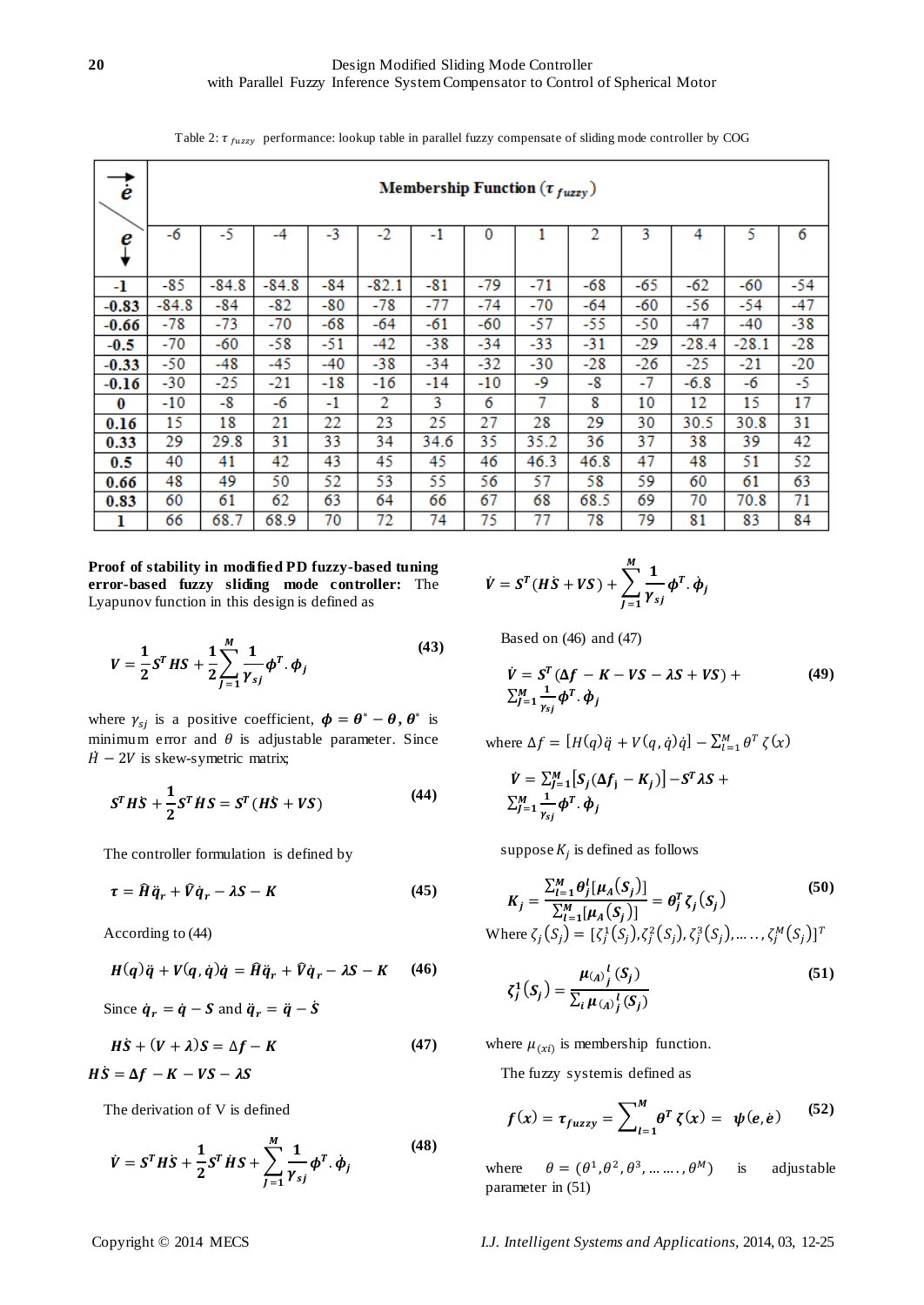Table 2: $\tau_{fuzzy}$ performance: lookup table in parallel fuzzy compensate of sliding mode controller by COG

| $\dot{e}$ → / $e$ ↓ | Membership Function ($\tau_{fuzzy}$) | | | | | | | | | | | | |
|---|---|---|---|---|---|---|---|---|---|---|---|---|---|
| | -6 | -5 | -4 | -3 | -2 | -1 | 0 | 1 | 2 | 3 | 4 | 5 | 6 |
| **-1** | -85 | -84.8 | -84.8 | -84 | -82.1 | -81 | -79 | -71 | -68 | -65 | -62 | -60 | -54 |
| **-0.83** | -84.8 | -84 | -82 | -80 | -78 | -77 | -74 | -70 | -64 | -60 | -56 | -54 | -47 |
| **-0.66** | -78 | -73 | -70 | -68 | -64 | -61 | -60 | -57 | -55 | -50 | -47 | -40 | -38 |
| **-0.5** | -70 | -60 | -58 | -51 | -42 | -38 | -34 | -33 | -31 | -29 | -28.4 | -28.1 | -28 |
| **-0.33** | -50 | -48 | -45 | -40 | -38 | -34 | -32 | -30 | -28 | -26 | -25 | -21 | -20 |
| **-0.16** | -30 | -25 | -21 | -18 | -16 | -14 | -10 | -9 | -8 | -7 | -6.8 | -6 | -5 |
| **0** | -10 | -8 | -6 | -1 | 2 | 3 | 6 | 7 | 8 | 10 | 12 | 15 | 17 |
| **0.16** | 15 | 18 | 21 | 22 | 23 | 25 | 27 | 28 | 29 | 30 | 30.5 | 30.8 | 31 |
| **0.33** | 29 | 29.8 | 31 | 33 | 34 | 34.6 | 35 | 35.2 | 36 | 37 | 38 | 39 | 42 |
| **0.5** | 40 | 41 | 42 | 43 | 45 | 45 | 46 | 46.3 | 46.8 | 47 | 48 | 51 | 52 |
| **0.66** | 48 | 49 | 50 | 52 | 53 | 55 | 56 | 57 | 58 | 59 | 60 | 61 | 63 |
| **0.83** | 60 | 61 | 62 | 63 | 64 | 66 | 67 | 68 | 68.5 | 69 | 70 | 70.8 | 71 |
| **1** | 66 | 68.7 | 68.9 | 70 | 72 | 74 | 75 | 77 | 78 | 79 | 81 | 83 | 84 |

**Proof of stability in modified PD fuzzy-based tuning error-based fuzzy sliding mode controller:** The Lyapunov function in this design is defined as

$$V = \frac{1}{2} S^T HS + \frac{1}{2}\sum_{j=1}^{M} \frac{1}{\gamma_{sj}} \phi^T . \phi_j \tag{43}$$

where $\gamma_{sj}$ is a positive coefficient, $\phi = \theta^* - \theta$, $\theta^*$ is minimum error and $\theta$ is adjustable parameter. Since $\dot{H} - 2V$ is skew-symetric matrix;

$$S^T H\dot{S} + \frac{1}{2} S^T \dot{H} S = S^T (H\dot{S} + VS) \tag{44}$$

The controller formulation is defined by

$$\tau = \hat{H}\ddot{q}_r + \hat{V}\dot{q}_r - \lambda S - K \tag{45}$$

According to (44)

$$H(q)\ddot{q} + V(q,\dot{q})\dot{q} = \hat{H}\ddot{q}_r + \hat{V}\dot{q}_r - \lambda S - K \tag{46}$$

Since $\dot{q}_r = \dot{q} - S$ and $\ddot{q}_r = \ddot{q} - \dot{S}$

$$H\dot{S} + (V + \lambda)S = \Delta f - K \tag{47}$$

$$H\dot{S} = \Delta f - K - VS - \lambda S$$

The derivation of V is defined

$$\dot{V} = S^T H\dot{S} + \frac{1}{2} S^T \dot{H} S + \sum_{j=1}^{M} \frac{1}{\gamma_{sj}} \phi^T . \dot{\phi}_j \tag{48}$$

$$\dot{V} = S^T (H\dot{S} + VS) + \sum_{j=1}^{M} \frac{1}{\gamma_{sj}} \phi^T . \dot{\phi}_j$$

Based on (46) and (47)

$$\dot{V} = S^T (\Delta f - K - VS - \lambda S + VS) + \sum_{j=1}^{M} \frac{1}{\gamma_{sj}} \phi^T . \dot{\phi}_j \tag{49}$$

where $\Delta f = [H(q)\ddot{q} + V(q,\dot{q})\dot{q}] - \sum_{l=1}^{M} \theta^T \zeta(x)$

$$\dot{V} = \sum_{j=1}^{M} [S_j(\Delta f_j - K_j)] - S^T \lambda S + \sum_{j=1}^{M} \frac{1}{\gamma_{sj}} \phi^T . \dot{\phi}_j$$

suppose $K_j$ is defined as follows

$$K_j = \frac{\sum_{l=1}^{M} \theta_j^l [\mu_A(S_j)]}{\sum_{l=1}^{M} [\mu_A(S_j)]} = \theta_j^T \zeta_j(S_j) \tag{50}$$

Where $\zeta_j(S_j) = [\zeta_j^1(S_j), \zeta_j^2(S_j), \zeta_j^3(S_j), \ldots\ldots, \zeta_j^M(S_j)]^T$

$$\zeta_j^1(S_j) = \frac{\mu_{(A)}{}_j^l(S_j)}{\sum_i \mu_{(A)}{}_j^l(S_j)} \tag{51}$$

where $\mu_{(xi)}$ is membership function.

The fuzzy system is defined as

$$f(x) = \tau_{fuzzy} = \sum_{l=1}^{M} \theta^T \zeta(x) = \psi(e, \dot{e}) \tag{52}$$

where $\theta = (\theta^1, \theta^2, \theta^3, \ldots\ldots, \theta^M)$ is adjustable parameter in (51)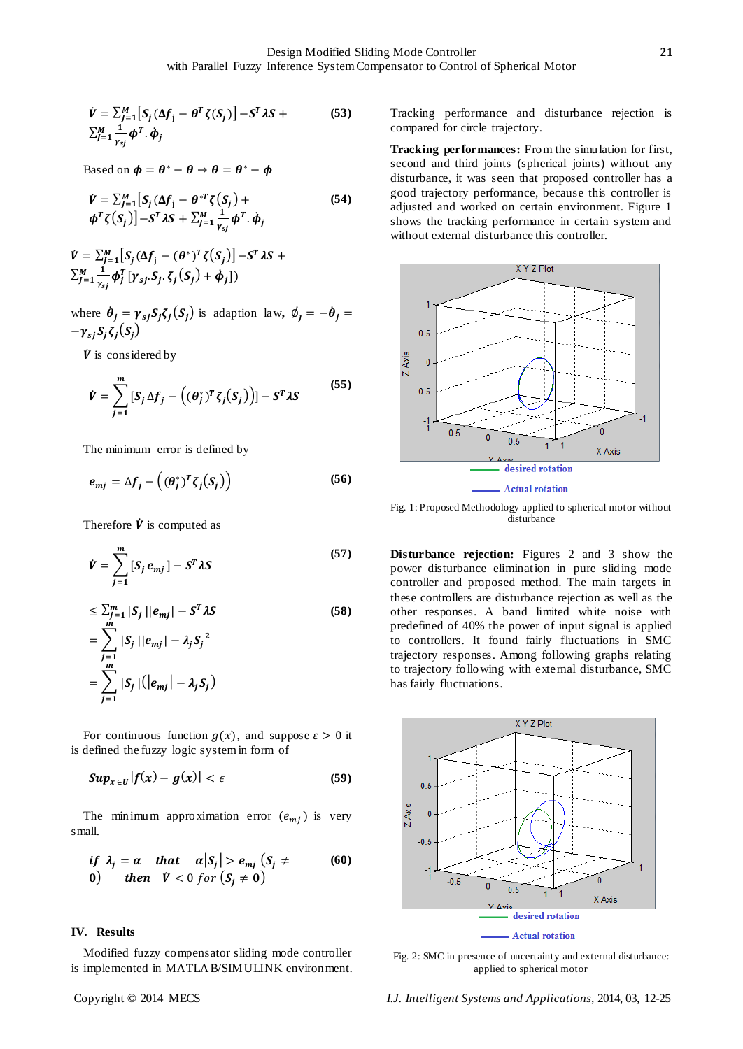$$\dot{V} = \sum_{J=1}^{M}[S_j(\Delta f_j - \theta^T \zeta(S_j)] - S^T \lambda S + \sum_{J=1}^{M} \frac{1}{\gamma_{sj}} \phi^T . \dot{\phi}_j \tag{53}$$

Based on $\phi = \theta^* - \theta \rightarrow \theta = \theta^* - \phi$

$$\dot{V} = \sum_{J=1}^{M}[S_j(\Delta f_j - \theta^{*T} \zeta(S_j) + \phi^T \zeta(S_j)] - S^T \lambda S + \sum_{J=1}^{M} \frac{1}{\gamma_{sj}} \phi^T . \dot{\phi}_j \tag{54}$$

$$\dot{V} = \sum_{J=1}^{M}[S_j(\Delta f_j - (\theta^*)^T \zeta(S_j)] - S^T \lambda S + \sum_{J=1}^{M} \frac{1}{\gamma_{sj}} \phi_j^T [\gamma_{sj} . S_j . \zeta_j(S_j) + \dot{\phi}_j])$$

where $\dot{\theta}_j = \gamma_{sj} S_j \zeta_j(S_j)$ is adaption law, $\dot{\phi}_j = -\dot{\theta}_j = -\gamma_{sj} S_j \zeta_j(S_j)$

$\dot{V}$ is considered by

$$\dot{V} = \sum_{j=1}^{m}[S_j \Delta f_j - \left((\theta_j^*)^T \zeta_j(S_j)\right)] - S^T \lambda S \tag{55}$$

The minimum error is defined by

$$e_{mj} = \Delta f_j - \left((\theta_j^*)^T \zeta_j(S_j)\right) \tag{56}$$

Therefore $\dot{V}$ is computed as

$$\dot{V} = \sum_{j=1}^{m}[S_j e_{mj}] - S^T \lambda S \tag{57}$$

$$\begin{aligned} &\leq \sum_{j=1}^{m} |S_j||e_{mj}| - S^T \lambda S \\ &= \sum_{j=1}^{m} |S_j||e_{mj}| - \lambda_j S_j^2 \\ &= \sum_{j=1}^{m} |S_j|(|e_{mj}| - \lambda_j S_j) \end{aligned} \tag{58}$$

For continuous function $g(x)$, and suppose $\varepsilon > 0$ it is defined the fuzzy logic system in form of

$$Sup_{x \in U}|f(x) - g(x)| < \epsilon \tag{59}$$

The minimum approximation error $(e_{mj})$ is very small.

$$\textit{if } \lambda_j = \alpha \quad \textit{that} \quad \alpha|S_j| > e_{mj} \ (S_j \neq 0) \quad \textit{then} \quad \dot{V} < 0 \ \textit{for} \ (S_j \neq 0) \tag{60}$$

## IV. Results

Modified fuzzy compensator sliding mode controller is implemented in MATLAB/SIMULINK environment. Tracking performance and disturbance rejection is compared for circle trajectory.

**Tracking performances:** From the simulation for first, second and third joints (spherical joints) without any disturbance, it was seen that proposed controller has a good trajectory performance, because this controller is adjusted and worked on certain environment. Figure 1 shows the tracking performance in certain system and without external disturbance this controller.

Fig. 1: Proposed Methodology applied to spherical motor without disturbance

**Disturbance rejection:** Figures 2 and 3 show the power disturbance elimination in pure sliding mode controller and proposed method. The main targets in these controllers are disturbance rejection as well as the other responses. A band limited white noise with predefined of 40% the power of input signal is applied to controllers. It found fairly fluctuations in SMC trajectory responses. Among following graphs relating to trajectory following with external disturbance, SMC has fairly fluctuations.

Fig. 2: SMC in presence of uncertainty and external disturbance: applied to spherical motor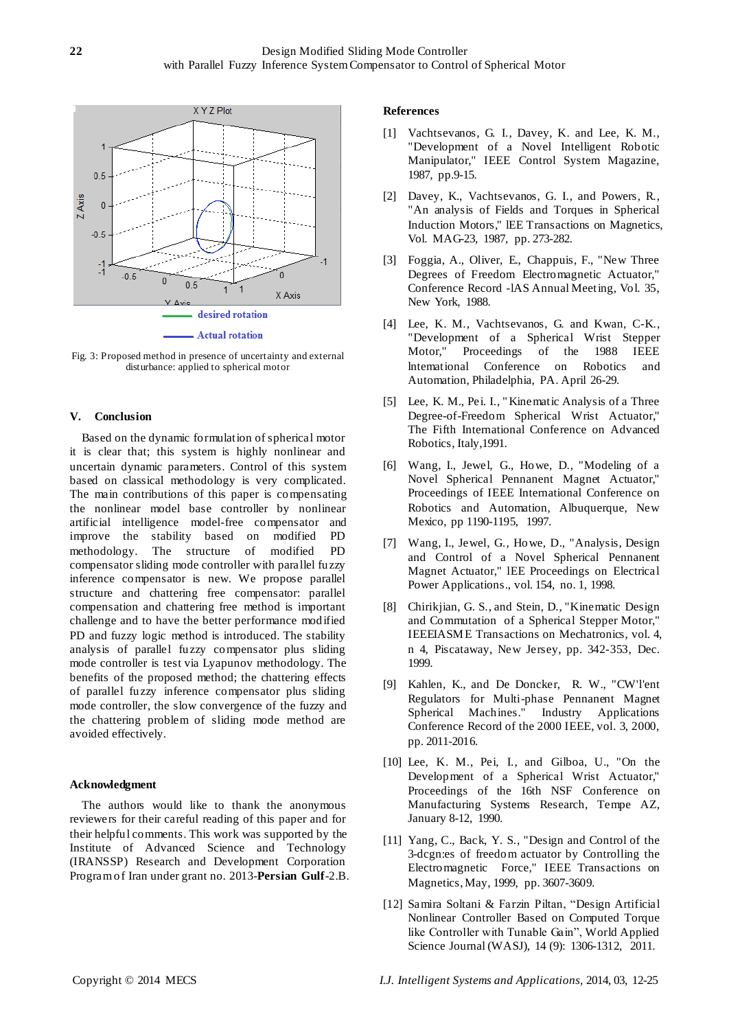Fig. 3: Proposed method in presence of uncertainty and external disturbance: applied to spherical motor

## V. Conclusion

Based on the dynamic formulation of spherical motor it is clear that; this system is highly nonlinear and uncertain dynamic parameters. Control of this system based on classical methodology is very complicated. The main contributions of this paper is compensating the nonlinear model base controller by nonlinear artificial intelligence model-free compensator and improve the stability based on modified PD methodology. The structure of modified PD compensator sliding mode controller with parallel fuzzy inference compensator is new. We propose parallel structure and chattering free compensator: parallel compensation and chattering free method is important challenge and to have the better performance modified PD and fuzzy logic method is introduced. The stability analysis of parallel fuzzy compensator plus sliding mode controller is test via Lyapunov methodology. The benefits of the proposed method; the chattering effects of parallel fuzzy inference compensator plus sliding mode controller, the slow convergence of the fuzzy and the chattering problem of sliding mode method are avoided effectively.

## Acknowledgment

The authors would like to thank the anonymous reviewers for their careful reading of this paper and for their helpful comments. This work was supported by the Institute of Advanced Science and Technology (IRANSSP) Research and Development Corporation Program of Iran under grant no. 2013-**Persian Gulf**-2.B.

## References

[1] Vachtsevanos, G. I., Davey, K. and Lee, K. M., "Development of a Novel Intelligent Robotic Manipulator," IEEE Control System Magazine, 1987, pp.9-15.

[2] Davey, K., Vachtsevanos, G. I., and Powers, R., "An analysis of Fields and Torques in Spherical Induction Motors," lEE Transactions on Magnetics, Vol. MAG-23, 1987, pp. 273-282.

[3] Foggia, A., Oliver, E., Chappuis, F., "New Three Degrees of Freedom Electromagnetic Actuator," Conference Record -lAS Annual Meeting, Vol. 35, New York, 1988.

[4] Lee, K. M., Vachtsevanos, G. and Kwan, C-K., "Development of a Spherical Wrist Stepper Motor," Proceedings of the 1988 IEEE lntemational Conference on Robotics and Automation, Philadelphia, PA. April 26-29.

[5] Lee, K. M., Pei. I., "Kinematic Analysis of a Three Degree-of-Freedom Spherical Wrist Actuator," The Fifth International Conference on Advanced Robotics, Italy,1991.

[6] Wang, I., Jewel, G., Howe, D., "Modeling of a Novel Spherical Pennanent Magnet Actuator," Proceedings of IEEE International Conference on Robotics and Automation, Albuquerque, New Mexico, pp 1190-1195, 1997.

[7] Wang, I., Jewel, G., Howe, D., "Analysis, Design and Control of a Novel Spherical Pennanent Magnet Actuator," lEE Proceedings on Electrical Power Applications., vol. 154, no. 1, 1998.

[8] Chirikjian, G. S., and Stein, D., "Kinematic Design and Commutation of a Spherical Stepper Motor," IEEEIASME Transactions on Mechatronics, vol. 4, n 4, Piscataway, New Jersey, pp. 342-353, Dec. 1999.

[9] Kahlen, K., and De Doncker, R. W., "CW'l'ent Regulators for Multi-phase Pennanent Magnet Spherical Machines." Industry Applications Conference Record of the 2000 IEEE, vol. 3, 2000, pp. 2011-2016.

[10] Lee, K. M., Pei, I., and Gilboa, U., "On the Development of a Spherical Wrist Actuator," Proceedings of the 16th NSF Conference on Manufacturing Systems Research, Tempe AZ, January 8-12, 1990.

[11] Yang, C., Back, Y. S., "Design and Control of the 3-dcgn:es of freedom actuator by Controlling the Electromagnetic Force," IEEE Transactions on Magnetics, May, 1999, pp. 3607-3609.

[12] Samira Soltani & Farzin Piltan, "Design Artificial Nonlinear Controller Based on Computed Torque like Controller with Tunable Gain", World Applied Science Journal (WASJ), 14 (9): 1306-1312, 2011.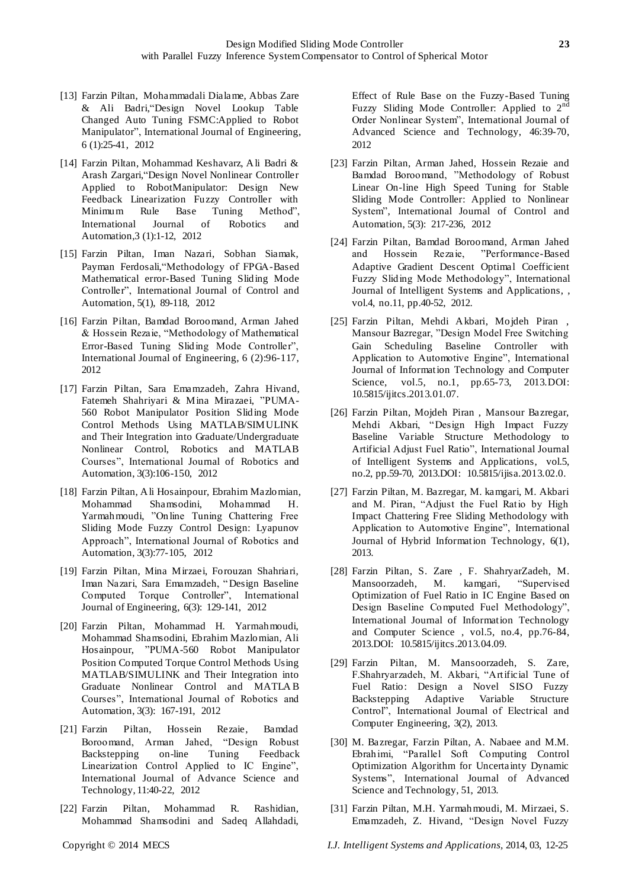[13] Farzin Piltan, Mohammadali Dialame, Abbas Zare & Ali Badri,"Design Novel Lookup Table Changed Auto Tuning FSMC:Applied to Robot Manipulator", International Journal of Engineering, 6 (1):25-41, 2012

[14] Farzin Piltan, Mohammad Keshavarz, Ali Badri & Arash Zargari,"Design Novel Nonlinear Controller Applied to RobotManipulator: Design New Feedback Linearization Fuzzy Controller with Minimum Rule Base Tuning Method", International Journal of Robotics and Automation,3 (1):1-12, 2012

[15] Farzin Piltan, Iman Nazari, Sobhan Siamak, Payman Ferdosali,"Methodology of FPGA-Based Mathematical error-Based Tuning Sliding Mode Controller", International Journal of Control and Automation, 5(1), 89-118, 2012

[16] Farzin Piltan, Bamdad Boroomand, Arman Jahed & Hossein Rezaie, "Methodology of Mathematical Error-Based Tuning Sliding Mode Controller", International Journal of Engineering, 6 (2):96-117, 2012

[17] Farzin Piltan, Sara Emamzadeh, Zahra Hivand, Fatemeh Shahriyari & Mina Mirazaei, "PUMA-560 Robot Manipulator Position Sliding Mode Control Methods Using MATLAB/SIMULINK and Their Integration into Graduate/Undergraduate Nonlinear Control, Robotics and MATLAB Courses", International Journal of Robotics and Automation, 3(3):106-150, 2012

[18] Farzin Piltan, Ali Hosainpour, Ebrahim Mazlomian, Mohammad Shamsodini, Mohammad H. Yarmahmoudi, "Online Tuning Chattering Free Sliding Mode Fuzzy Control Design: Lyapunov Approach", International Journal of Robotics and Automation, 3(3):77-105, 2012

[19] Farzin Piltan, Mina Mirzaei, Forouzan Shahriari, Iman Nazari, Sara Emamzadeh, "Design Baseline Computed Torque Controller", International Journal of Engineering, 6(3): 129-141, 2012

[20] Farzin Piltan, Mohammad H. Yarmahmoudi, Mohammad Shamsodini, Ebrahim Mazlomian, Ali Hosainpour, "PUMA-560 Robot Manipulator Position Computed Torque Control Methods Using MATLAB/SIMULINK and Their Integration into Graduate Nonlinear Control and MATLAB Courses", International Journal of Robotics and Automation, 3(3): 167-191, 2012

[21] Farzin Piltan, Hossein Rezaie, Bamdad Boroomand, Arman Jahed, "Design Robust Backstepping on-line Tuning Feedback Linearization Control Applied to IC Engine", International Journal of Advance Science and Technology, 11:40-22, 2012

[22] Farzin Piltan, Mohammad R. Rashidian, Mohammad Shamsodini and Sadeq Allahdadi, Effect of Rule Base on the Fuzzy-Based Tuning Fuzzy Sliding Mode Controller: Applied to 2nd Order Nonlinear System", International Journal of Advanced Science and Technology, 46:39-70, 2012

[23] Farzin Piltan, Arman Jahed, Hossein Rezaie and Bamdad Boroomand, "Methodology of Robust Linear On-line High Speed Tuning for Stable Sliding Mode Controller: Applied to Nonlinear System", International Journal of Control and Automation, 5(3): 217-236, 2012

[24] Farzin Piltan, Bamdad Boroomand, Arman Jahed and Hossein Rezaie, "Performance-Based Adaptive Gradient Descent Optimal Coefficient Fuzzy Sliding Mode Methodology", International Journal of Intelligent Systems and Applications, , vol.4, no.11, pp.40-52, 2012.

[25] Farzin Piltan, Mehdi Akbari, Mojdeh Piran , Mansour Bazregar, "Design Model Free Switching Gain Scheduling Baseline Controller with Application to Automotive Engine", International Journal of Information Technology and Computer Science, vol.5, no.1, pp.65-73, 2013.DOI: 10.5815/ijitcs.2013.01.07.

[26] Farzin Piltan, Mojdeh Piran , Mansour Bazregar, Mehdi Akbari, "Design High Impact Fuzzy Baseline Variable Structure Methodology to Artificial Adjust Fuel Ratio", International Journal of Intelligent Systems and Applications, vol.5, no.2, pp.59-70, 2013.DOI: 10.5815/ijisa.2013.02.0.

[27] Farzin Piltan, M. Bazregar, M. kamgari, M. Akbari and M. Piran, "Adjust the Fuel Ratio by High Impact Chattering Free Sliding Methodology with Application to Automotive Engine", International Journal of Hybrid Information Technology, 6(1), 2013.

[28] Farzin Piltan, S. Zare , F. ShahryarZadeh, M. Mansoorzadeh, M. kamgari, "Supervised Optimization of Fuel Ratio in IC Engine Based on Design Baseline Computed Fuel Methodology", International Journal of Information Technology and Computer Science , vol.5, no.4, pp.76-84, 2013.DOI: 10.5815/ijitcs.2013.04.09.

[29] Farzin Piltan, M. Mansoorzadeh, S. Zare, F.Shahryarzadeh, M. Akbari, "Artificial Tune of Fuel Ratio: Design a Novel SISO Fuzzy Backstepping Adaptive Variable Structure Control", International Journal of Electrical and Computer Engineering, 3(2), 2013.

[30] M. Bazregar, Farzin Piltan, A. Nabaee and M.M. Ebrahimi, "Parallel Soft Computing Control Optimization Algorithm for Uncertainty Dynamic Systems", International Journal of Advanced Science and Technology, 51, 2013.

[31] Farzin Piltan, M.H. Yarmahmoudi, M. Mirzaei, S. Emamzadeh, Z. Hivand, "Design Novel Fuzzy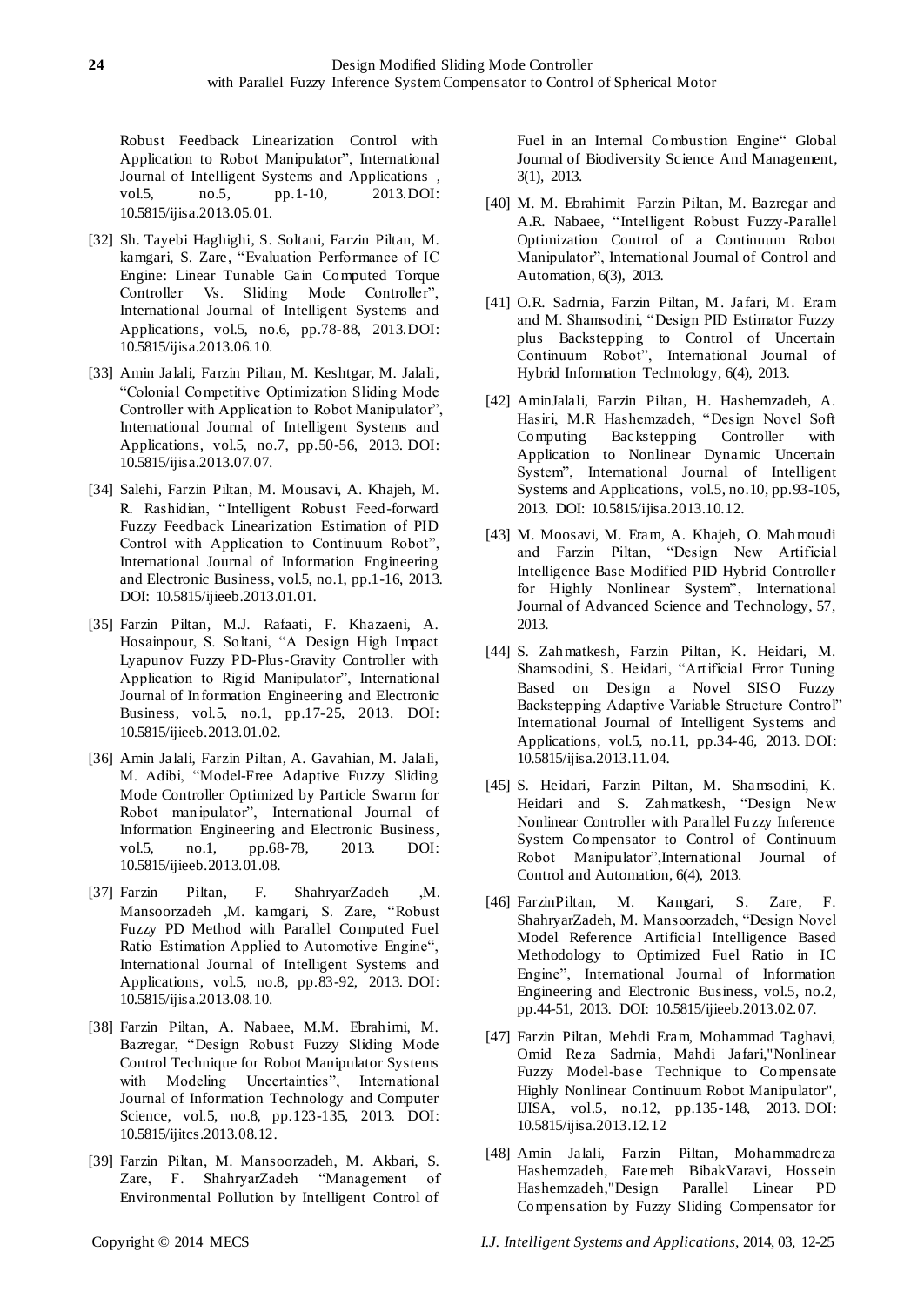Robust Feedback Linearization Control with Application to Robot Manipulator", International Journal of Intelligent Systems and Applications , vol.5, no.5, pp.1-10, 2013.DOI: 10.5815/ijisa.2013.05.01.

[32] Sh. Tayebi Haghighi, S. Soltani, Farzin Piltan, M. kamgari, S. Zare, "Evaluation Performance of IC Engine: Linear Tunable Gain Computed Torque Controller Vs. Sliding Mode Controller", International Journal of Intelligent Systems and Applications, vol.5, no.6, pp.78-88, 2013.DOI: 10.5815/ijisa.2013.06.10.

[33] Amin Jalali, Farzin Piltan, M. Keshtgar, M. Jalali, "Colonial Competitive Optimization Sliding Mode Controller with Application to Robot Manipulator", International Journal of Intelligent Systems and Applications, vol.5, no.7, pp.50-56, 2013. DOI: 10.5815/ijisa.2013.07.07.

[34] Salehi, Farzin Piltan, M. Mousavi, A. Khajeh, M. R. Rashidian, "Intelligent Robust Feed-forward Fuzzy Feedback Linearization Estimation of PID Control with Application to Continuum Robot", International Journal of Information Engineering and Electronic Business, vol.5, no.1, pp.1-16, 2013. DOI: 10.5815/ijieeb.2013.01.01.

[35] Farzin Piltan, M.J. Rafaati, F. Khazaeni, A. Hosainpour, S. Soltani, "A Design High Impact Lyapunov Fuzzy PD-Plus-Gravity Controller with Application to Rigid Manipulator", International Journal of Information Engineering and Electronic Business, vol.5, no.1, pp.17-25, 2013. DOI: 10.5815/ijieeb.2013.01.02.

[36] Amin Jalali, Farzin Piltan, A. Gavahian, M. Jalali, M. Adibi, "Model-Free Adaptive Fuzzy Sliding Mode Controller Optimized by Particle Swarm for Robot manipulator", International Journal of Information Engineering and Electronic Business, vol.5, no.1, pp.68-78, 2013. DOI: 10.5815/ijieeb.2013.01.08.

[37] Farzin Piltan, F. ShahryarZadeh ,M. Mansoorzadeh ,M. kamgari, S. Zare, "Robust Fuzzy PD Method with Parallel Computed Fuel Ratio Estimation Applied to Automotive Engine", International Journal of Intelligent Systems and Applications, vol.5, no.8, pp.83-92, 2013. DOI: 10.5815/ijisa.2013.08.10.

[38] Farzin Piltan, A. Nabaee, M.M. Ebrahimi, M. Bazregar, "Design Robust Fuzzy Sliding Mode Control Technique for Robot Manipulator Systems with Modeling Uncertainties", International Journal of Information Technology and Computer Science, vol.5, no.8, pp.123-135, 2013. DOI: 10.5815/ijitcs.2013.08.12.

[39] Farzin Piltan, M. Mansoorzadeh, M. Akbari, S. Zare, F. ShahryarZadeh "Management of Environmental Pollution by Intelligent Control of Fuel in an Internal Combustion Engine" Global Journal of Biodiversity Science And Management, 3(1), 2013.

[40] M. M. Ebrahimit Farzin Piltan, M. Bazregar and A.R. Nabaee, "Intelligent Robust Fuzzy-Parallel Optimization Control of a Continuum Robot Manipulator", International Journal of Control and Automation, 6(3), 2013.

[41] O.R. Sadrnia, Farzin Piltan, M. Jafari, M. Eram and M. Shamsodini, "Design PID Estimator Fuzzy plus Backstepping to Control of Uncertain Continuum Robot", International Journal of Hybrid Information Technology, 6(4), 2013.

[42] AminJalali, Farzin Piltan, H. Hashemzadeh, A. Hasiri, M.R Hashemzadeh, "Design Novel Soft Computing Backstepping Controller with Application to Nonlinear Dynamic Uncertain System", International Journal of Intelligent Systems and Applications, vol.5, no.10, pp.93-105, 2013. DOI: 10.5815/ijisa.2013.10.12.

[43] M. Moosavi, M. Eram, A. Khajeh, O. Mahmoudi and Farzin Piltan, "Design New Artificial Intelligence Base Modified PID Hybrid Controller for Highly Nonlinear System", International Journal of Advanced Science and Technology, 57, 2013.

[44] S. Zahmatkesh, Farzin Piltan, K. Heidari, M. Shamsodini, S. Heidari, "Artificial Error Tuning Based on Design a Novel SISO Fuzzy Backstepping Adaptive Variable Structure Control" International Journal of Intelligent Systems and Applications, vol.5, no.11, pp.34-46, 2013. DOI: 10.5815/ijisa.2013.11.04.

[45] S. Heidari, Farzin Piltan, M. Shamsodini, K. Heidari and S. Zahmatkesh, "Design New Nonlinear Controller with Parallel Fuzzy Inference System Compensator to Control of Continuum Robot Manipulator",International Journal of Control and Automation, 6(4), 2013.

[46] FarzinPiltan, M. Kamgari, S. Zare, F. ShahryarZadeh, M. Mansoorzadeh, "Design Novel Model Reference Artificial Intelligence Based Methodology to Optimized Fuel Ratio in IC Engine", International Journal of Information Engineering and Electronic Business, vol.5, no.2, pp.44-51, 2013. DOI: 10.5815/ijieeb.2013.02.07.

[47] Farzin Piltan, Mehdi Eram, Mohammad Taghavi, Omid Reza Sadrnia, Mahdi Jafari,"Nonlinear Fuzzy Model-base Technique to Compensate Highly Nonlinear Continuum Robot Manipulator", IJISA, vol.5, no.12, pp.135-148, 2013. DOI: 10.5815/ijisa.2013.12.12

[48] Amin Jalali, Farzin Piltan, Mohammadreza Hashemzadeh, Fatemeh BibakVaravi, Hossein Hashemzadeh,"Design Parallel Linear PD Compensation by Fuzzy Sliding Compensator for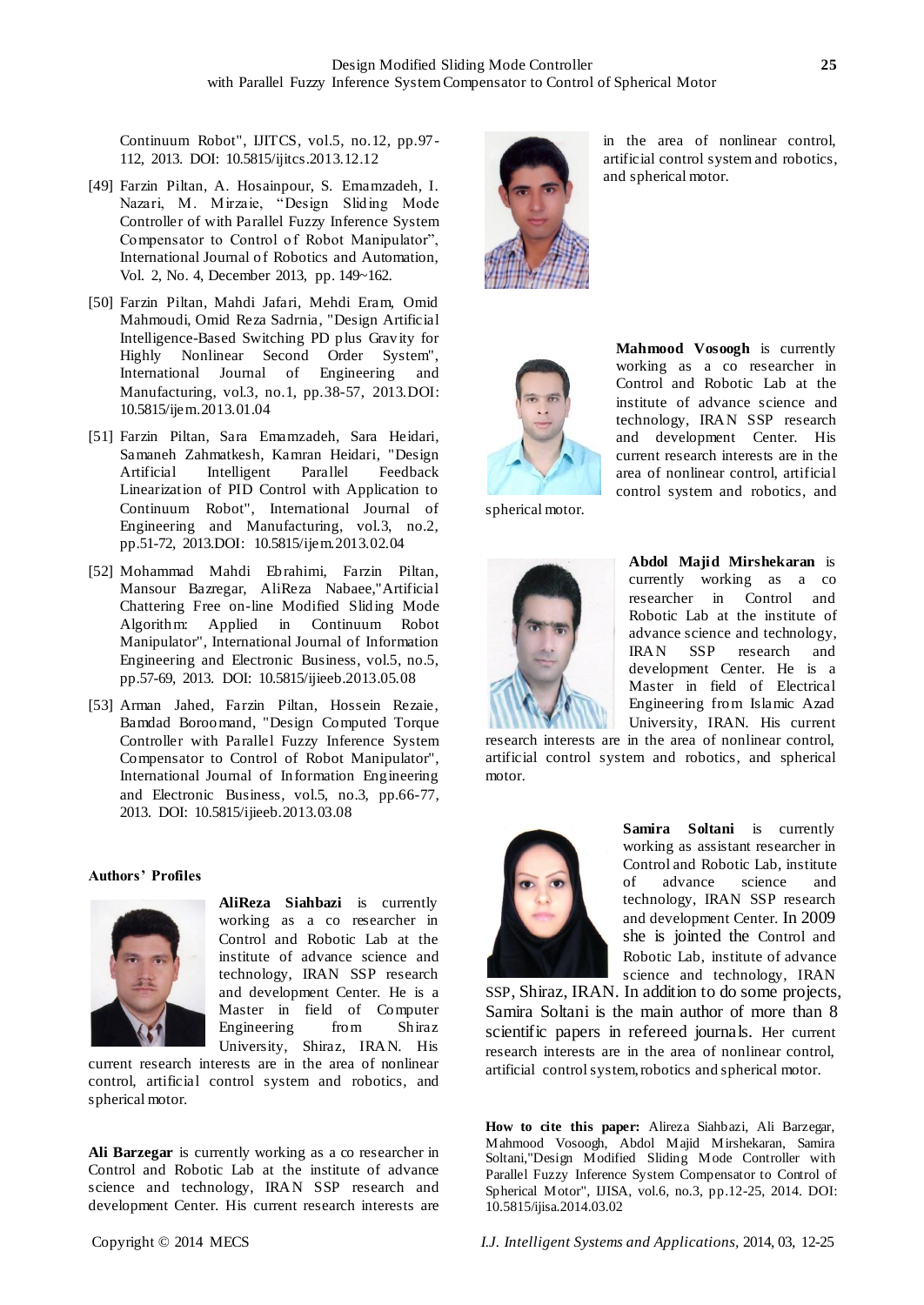Continuum Robot", IJITCS, vol.5, no.12, pp.97-112, 2013. DOI: 10.5815/ijitcs.2013.12.12

[49] Farzin Piltan, A. Hosainpour, S. Emamzadeh, I. Nazari, M. Mirzaie, "Design Sliding Mode Controller of with Parallel Fuzzy Inference System Compensator to Control of Robot Manipulator", International Journal of Robotics and Automation, Vol. 2, No. 4, December 2013, pp. 149~162.

[50] Farzin Piltan, Mahdi Jafari, Mehdi Eram, Omid Mahmoudi, Omid Reza Sadrnia, "Design Artificial Intelligence-Based Switching PD plus Gravity for Highly Nonlinear Second Order System", International Journal of Engineering and Manufacturing, vol.3, no.1, pp.38-57, 2013.DOI: 10.5815/ijem.2013.01.04

[51] Farzin Piltan, Sara Emamzadeh, Sara Heidari, Samaneh Zahmatkesh, Kamran Heidari, "Design Artificial Intelligent Parallel Feedback Linearization of PID Control with Application to Continuum Robot", International Journal of Engineering and Manufacturing, vol.3, no.2, pp.51-72, 2013.DOI: 10.5815/ijem.2013.02.04

[52] Mohammad Mahdi Ebrahimi, Farzin Piltan, Mansour Bazregar, AliReza Nabaee,"Artificial Chattering Free on-line Modified Sliding Mode Algorithm: Applied in Continuum Robot Manipulator", International Journal of Information Engineering and Electronic Business, vol.5, no.5, pp.57-69, 2013. DOI: 10.5815/ijieeb.2013.05.08

[53] Arman Jahed, Farzin Piltan, Hossein Rezaie, Bamdad Boroomand, "Design Computed Torque Controller with Parallel Fuzzy Inference System Compensator to Control of Robot Manipulator", International Journal of Information Engineering and Electronic Business, vol.5, no.3, pp.66-77, 2013. DOI: 10.5815/ijieeb.2013.03.08

**Authors' Profiles**

**AliReza Siahbazi** is currently working as a co researcher in Control and Robotic Lab at the institute of advance science and technology, IRAN SSP research and development Center. He is a Master in field of Computer Engineering from Shiraz University, Shiraz, IRAN. His current research interests are in the area of nonlinear control, artificial control system and robotics, and spherical motor.

**Ali Barzegar** is currently working as a co researcher in Control and Robotic Lab at the institute of advance science and technology, IRAN SSP research and development Center. His current research interests are in the area of nonlinear control, artificial control system and robotics, and spherical motor.

**Mahmood Vosoogh** is currently working as a co researcher in Control and Robotic Lab at the institute of advance science and technology, IRAN SSP research and development Center. His current research interests are in the area of nonlinear control, artificial control system and robotics, and spherical motor.

**Abdol Majid Mirshekaran** is currently working as a co researcher in Control and Robotic Lab at the institute of advance science and technology, IRAN SSP research and development Center. He is a Master in field of Electrical Engineering from Islamic Azad University, IRAN. His current research interests are in the area of nonlinear control, artificial control system and robotics, and spherical motor.

**Samira Soltani** is currently working as assistant researcher in Control and Robotic Lab, institute of advance science and technology, IRAN SSP research and development Center. In 2009 she is jointed the Control and Robotic Lab, institute of advance science and technology, IRAN SSP, Shiraz, IRAN. In addition to do some projects, Samira Soltani is the main author of more than 8 scientific papers in refereed journals. Her current research interests are in the area of nonlinear control, artificial control system, robotics and spherical motor.

**How to cite this paper:** Alireza Siahbazi, Ali Barzegar, Mahmood Vosoogh, Abdol Majid Mirshekaran, Samira Soltani,"Design Modified Sliding Mode Controller with Parallel Fuzzy Inference System Compensator to Control of Spherical Motor", IJISA, vol.6, no.3, pp.12-25, 2014. DOI: 10.5815/ijisa.2014.03.02